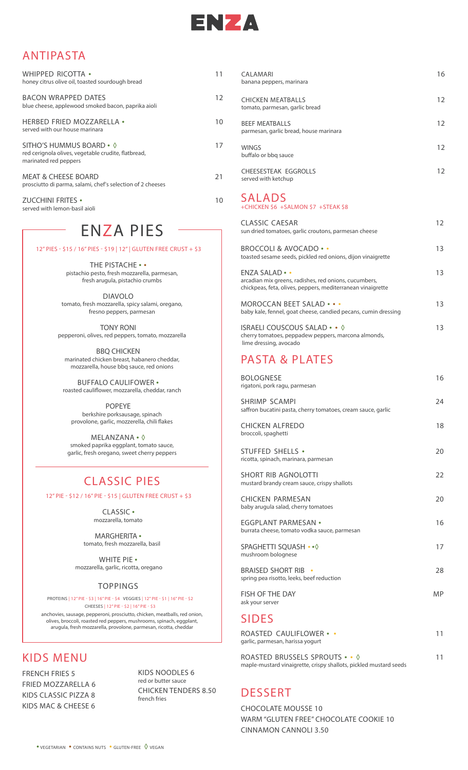# ENZA

## ANTIPASTA

**WHIPPED RICOTTA** • — 11
honey citrus olive oil, toasted sourdough bread

**BACON WRAPPED DATES** — 12
blue cheese, applewood smoked bacon, paprika aioli

**HERBED FRIED MOZZARELLA** • — 10
served with our house marinara

**SITHO'S HUMMUS BOARD** • ◊ — 17
red cerignola olives, vegetable crudite, flatbread, marinated red peppers

**MEAT & CHEESE BOARD** — 21
prosciutto di parma, salami, chef's selection of 2 cheeses

**ZUCCHINI FRITES** • — 10
served with lemon-basil aioli

**CALAMARI** — 16
banana peppers, marinara

**CHICKEN MEATBALLS** — 12
tomato, parmesan, garlic bread

**BEEF MEATBALLS** — 12
parmesan, garlic bread, house marinara

**WINGS** — 12
buffalo or bbq sauce

**CHEESESTEAK EGGROLLS** — 12
served with ketchup

## ENZA PIES

12" PIES - $15 / 16" PIES - $19 | 12" | GLUTEN FREE CRUST + $3

**THE PISTACHE** • •
pistachio pesto, fresh mozzarella, parmesan, fresh arugula, pistachio crumbs

**DIAVOLO**
tomato, fresh mozzarella, spicy salami, oregano, fresno peppers, parmesan

**TONY RONI**
pepperoni, olives, red peppers, tomato, mozzarella

**BBQ CHICKEN**
marinated chicken breast, habanero cheddar, mozzarella, house bbq sauce, red onions

**BUFFALO CAULIFOWER** •
roasted cauliflower, mozzarella, cheddar, ranch

**POPEYE**
berkshire porksausage, spinach provolone, garlic, mozzerella, chili flakes

**MELANZANA** • ◊
smoked paprika eggplant, tomato sauce, garlic, fresh oregano, sweet cherry peppers

## CLASSIC PIES

12" PIE - $12 / 16" PIE - $15 | GLUTEN FREE CRUST + $3

**CLASSIC** •
mozzarella, tomato

**MARGHERITA** •
tomato, fresh mozzarella, basil

**WHITE PIE** •
mozzarella, garlic, ricotta, oregano

### TOPPINGS

PROTEINS | 12" PIE - $3 | 16" PIE - $4 VEGGIES | 12" PIE - $1 | 16" PIE - $2
CHEESES | 12" PIE - $2 | 16" PIE - $3

anchovies, sausage, pepperoni, prosciutto, chicken, meatballs, red onion, olives, broccoli, roasted red peppers, mushrooms, spinach, eggplant, arugula, fresh mozzarella, provolone, parmesan, ricotta, cheddar

## SALADS

+CHICKEN $6 +SALMON $7 +STEAK $8

**CLASSIC CAESAR** — 12
sun dried tomatoes, garlic croutons, parmesan cheese

**BROCCOLI & AVOCADO** • • — 13
toasted sesame seeds, pickled red onions, dijon vinaigrette

**ENZA SALAD** • • — 13
arcadian mix greens, radishes, red onions, cucumbers, chickpeas, feta, olives, peppers, mediterranean vinaigrette

**MOROCCAN BEET SALAD** • • • — 13
baby kale, fennel, goat cheese, candied pecans, cumin dressing

**ISRAELI COUSCOUS SALAD** • • ◊ — 13
cherry tomatoes, peppadew peppers, marcona almonds, lime dressing, avocado

## PASTA & PLATES

**BOLOGNESE** — 16
rigatoni, pork ragu, parmesan

**SHRIMP SCAMPI** — 24
saffron bucatini pasta, cherry tomatoes, cream sauce, garlic

**CHICKEN ALFREDO** — 18
broccoli, spaghetti

**STUFFED SHELLS** • — 20
ricotta, spinach, marinara, parmesan

**SHORT RIB AGNOLOTTI** — 22
mustard brandy cream sauce, crispy shallots

**CHICKEN PARMESAN** — 20
baby arugula salad, cherry tomatoes

**EGGPLANT PARMESAN** • — 16
burrata cheese, tomato vodka sauce, parmesan

**SPAGHETTI SQUASH** • •◊ — 17
mushroom bolognese

**BRAISED SHORT RIB** • — 28
spring pea risotto, leeks, beef reduction

**FISH OF THE DAY** — MP
ask your server

## SIDES

**ROASTED CAULIFLOWER** • • — 11
garlic, parmesan, harissa yogurt

**ROASTED BRUSSELS SPROUTS** • • ◊ — 11
maple-mustard vinaigrette, crispy shallots, pickled mustard seeds

## KIDS MENU

FRENCH FRIES 5
FRIED MOZZARELLA 6
KIDS CLASSIC PIZZA 8
KIDS MAC & CHEESE 6
KIDS NOODLES 6
red or butter sauce
CHICKEN TENDERS 8.50
french fries

## DESSERT

CHOCOLATE MOUSSE 10
WARM "GLUTEN FREE" CHOCOLATE COOKIE 10
CINNAMON CANNOLI 3.50

• VEGETARIAN • CONTAINS NUTS • GLUTEN-FREE ◊ VEGAN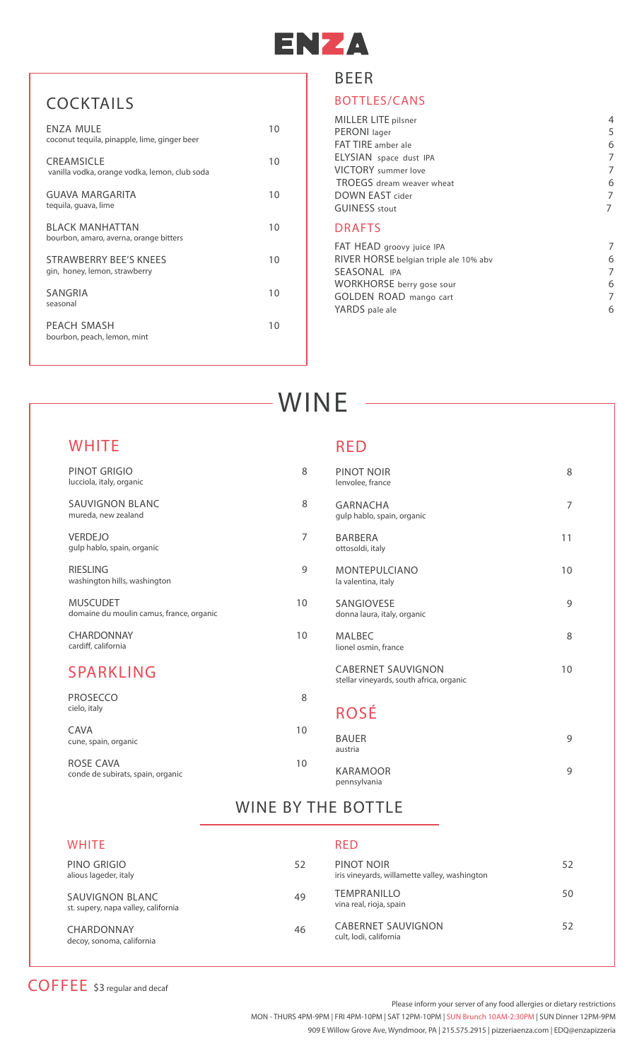# ENZA

## COCKTAILS

| | |
|---|---|
| ENZA MULE<br>coconut tequila, pinapple, lime, ginger beer | 10 |
| CREAMSICLE<br>vanilla vodka, orange vodka, lemon, club soda | 10 |
| GUAVA MARGARITA<br>tequila, guava, lime | 10 |
| BLACK MANHATTAN<br>bourbon, amaro, averna, orange bitters | 10 |
| STRAWBERRY BEE'S KNEES<br>gin, honey, lemon, strawberry | 10 |
| SANGRIA<br>seasonal | 10 |
| PEACH SMASH<br>bourbon, peach, lemon, mint | 10 |

## BEER

### BOTTLES/CANS

| | |
|---|---|
| MILLER LITE pilsner | 4 |
| PERONI lager | 5 |
| FAT TIRE amber ale | 6 |
| ELYSIAN space dust IPA | 7 |
| VICTORY summer love | 7 |
| TROEGS dream weaver wheat | 6 |
| DOWN EAST cider | 7 |
| GUINESS stout | 7 |

### DRAFTS

| | |
|---|---|
| FAT HEAD groovy juice IPA | 7 |
| RIVER HORSE belgian triple ale 10% abv | 6 |
| SEASONAL IPA | 7 |
| WORKHORSE berry gose sour | 6 |
| GOLDEN ROAD mango cart | 7 |
| YARDS pale ale | 6 |

# WINE

## WHITE

| | |
|---|---|
| PINOT GRIGIO<br>lucciola, italy, organic | 8 |
| SAUVIGNON BLANC<br>mureda, new zealand | 8 |
| VERDEJO<br>gulp hablo, spain, organic | 7 |
| RIESLING<br>washington hills, washington | 9 |
| MUSCUDET<br>domaine du moulin camus, france, organic | 10 |
| CHARDONNAY<br>cardiff, california | 10 |

## SPARKLING

| | |
|---|---|
| PROSECCO<br>cielo, italy | 8 |
| CAVA<br>cune, spain, organic | 10 |
| ROSE CAVA<br>conde de subirats, spain, organic | 10 |

## RED

| | |
|---|---|
| PINOT NOIR<br>lenvolee, france | 8 |
| GARNACHA<br>gulp hablo, spain, organic | 7 |
| BARBERA<br>ottosoldi, italy | 11 |
| MONTEPULCIANO<br>la valentina, italy | 10 |
| SANGIOVESE<br>donna laura, italy, organic | 9 |
| MALBEC<br>lionel osmin, france | 8 |
| CABERNET SAUVIGNON<br>stellar vineyards, south africa, organic | 10 |

## ROSÉ

| | |
|---|---|
| BAUER<br>austria | 9 |
| KARAMOOR<br>pennsylvania | 9 |

## WINE BY THE BOTTLE

### WHITE

| | |
|---|---|
| PINO GRIGIO<br>alious lageder, italy | 52 |
| SAUVIGNON BLANC<br>st. supery, napa valley, california | 49 |
| CHARDONNAY<br>decoy, sonoma, california | 46 |

### RED

| | |
|---|---|
| PINOT NOIR<br>iris vineyards, willamette valley, washington | 52 |
| TEMPRANILLO<br>vina real, rioja, spain | 50 |
| CABERNET SAUVIGNON<br>cult, lodi, california | 52 |

## COFFEE $3 regular and decaf

Please inform your server of any food allergies or dietary restrictions

MON - THURS 4PM-9PM | FRI 4PM-10PM | SAT 12PM-10PM | SUN Brunch 10AM-2:30PM | SUN Dinner 12PM-9PM

909 E Willow Grove Ave, Wyndmoor, PA | 215.575.2915 | pizzeriaenza.com | EDQ@enzapizzeria